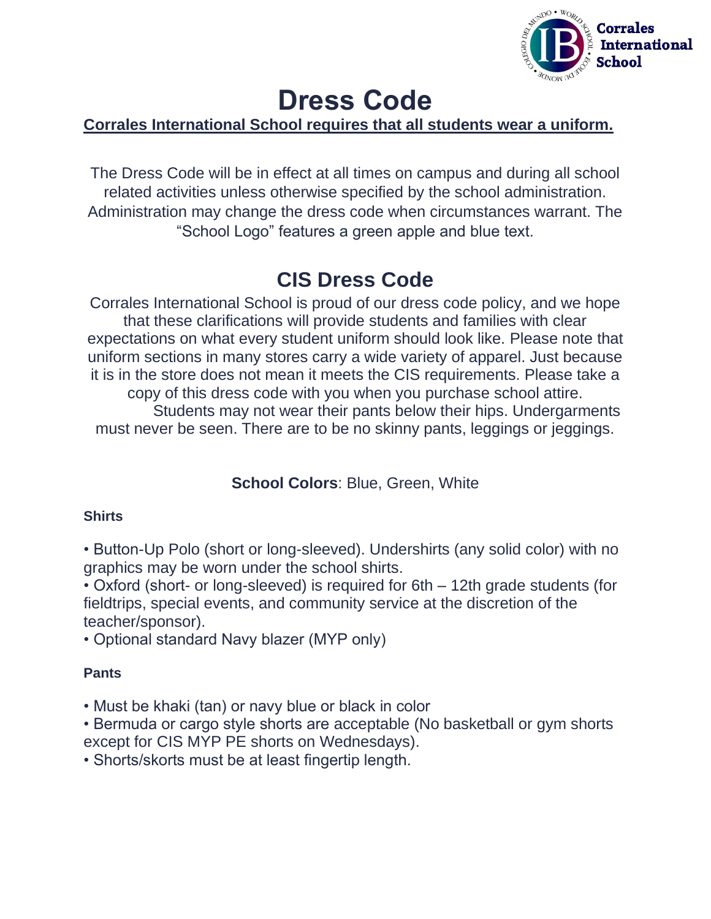# Dress Code

**Corrales International School requires that all students wear a uniform.**

The Dress Code will be in effect at all times on campus and during all school related activities unless otherwise specified by the school administration. Administration may change the dress code when circumstances warrant. The "School Logo" features a green apple and blue text.

## CIS Dress Code

Corrales International School is proud of our dress code policy, and we hope that these clarifications will provide students and families with clear expectations on what every student uniform should look like. Please note that uniform sections in many stores carry a wide variety of apparel. Just because it is in the store does not mean it meets the CIS requirements. Please take a copy of this dress code with you when you purchase school attire.

Students may not wear their pants below their hips. Undergarments must never be seen. There are to be no skinny pants, leggings or jeggings.

**School Colors**: Blue, Green, White

### Shirts

- Button-Up Polo (short or long-sleeved). Undershirts (any solid color) with no graphics may be worn under the school shirts.
- Oxford (short- or long-sleeved) is required for 6th – 12th grade students (for fieldtrips, special events, and community service at the discretion of the teacher/sponsor).
- Optional standard Navy blazer (MYP only)

### Pants

- Must be khaki (tan) or navy blue or black in color
- Bermuda or cargo style shorts are acceptable (No basketball or gym shorts except for CIS MYP PE shorts on Wednesdays).
- Shorts/skorts must be at least fingertip length.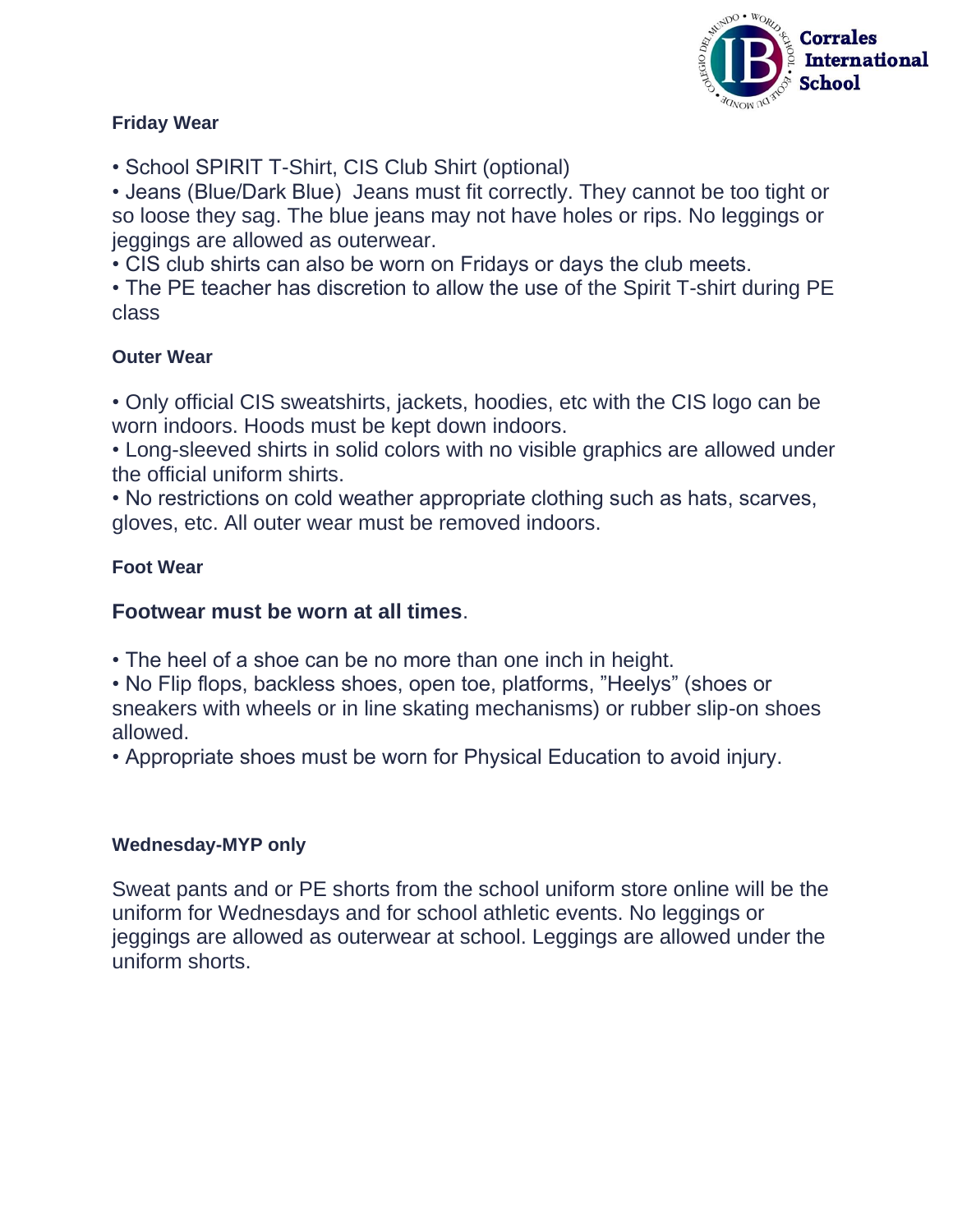### Friday Wear

• School SPIRIT T-Shirt, CIS Club Shirt (optional)
• Jeans (Blue/Dark Blue) Jeans must fit correctly. They cannot be too tight or so loose they sag. The blue jeans may not have holes or rips. No leggings or jeggings are allowed as outerwear.
• CIS club shirts can also be worn on Fridays or days the club meets.
• The PE teacher has discretion to allow the use of the Spirit T-shirt during PE class

### Outer Wear

• Only official CIS sweatshirts, jackets, hoodies, etc with the CIS logo can be worn indoors. Hoods must be kept down indoors.
• Long-sleeved shirts in solid colors with no visible graphics are allowed under the official uniform shirts.
• No restrictions on cold weather appropriate clothing such as hats, scarves, gloves, etc. All outer wear must be removed indoors.

### Foot Wear

**Footwear must be worn at all times**.

• The heel of a shoe can be no more than one inch in height.
• No Flip flops, backless shoes, open toe, platforms, "Heelys" (shoes or sneakers with wheels or in line skating mechanisms) or rubber slip-on shoes allowed.
• Appropriate shoes must be worn for Physical Education to avoid injury.

### Wednesday-MYP only

Sweat pants and or PE shorts from the school uniform store online will be the uniform for Wednesdays and for school athletic events. No leggings or jeggings are allowed as outerwear at school. Leggings are allowed under the uniform shorts.